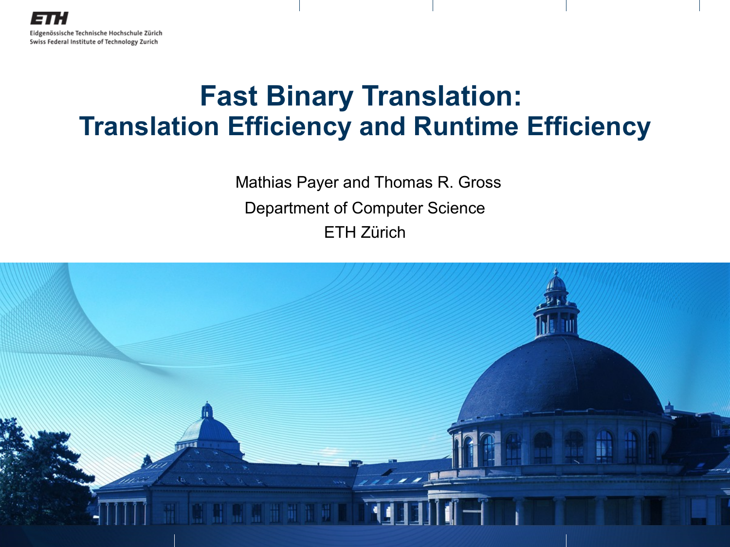# Fast Binary Translation: Translation Efficiency and Runtime Efficiency

Mathias Payer and Thomas R. Gross

Department of Computer Science

ETH Zürich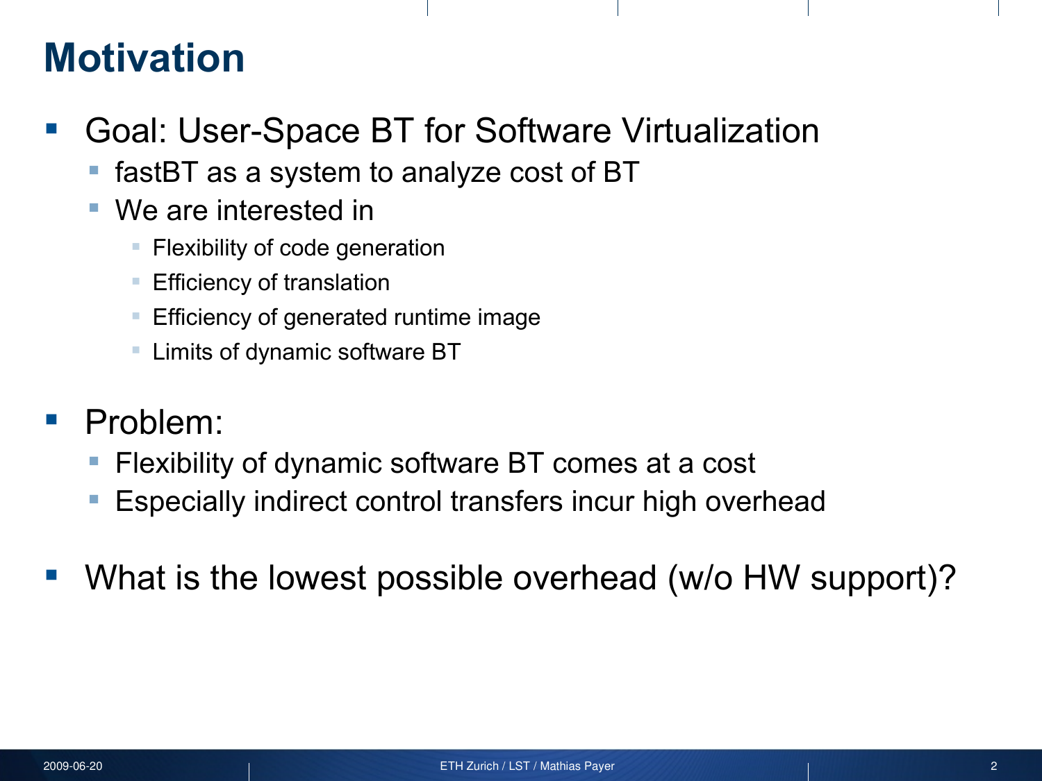# Motivation

- Goal: User-Space BT for Software Virtualization
  - fastBT as a system to analyze cost of BT
  - We are interested in
    - Flexibility of code generation
    - Efficiency of translation
    - Efficiency of generated runtime image
    - Limits of dynamic software BT
- Problem:
  - Flexibility of dynamic software BT comes at a cost
  - Especially indirect control transfers incur high overhead
- What is the lowest possible overhead (w/o HW support)?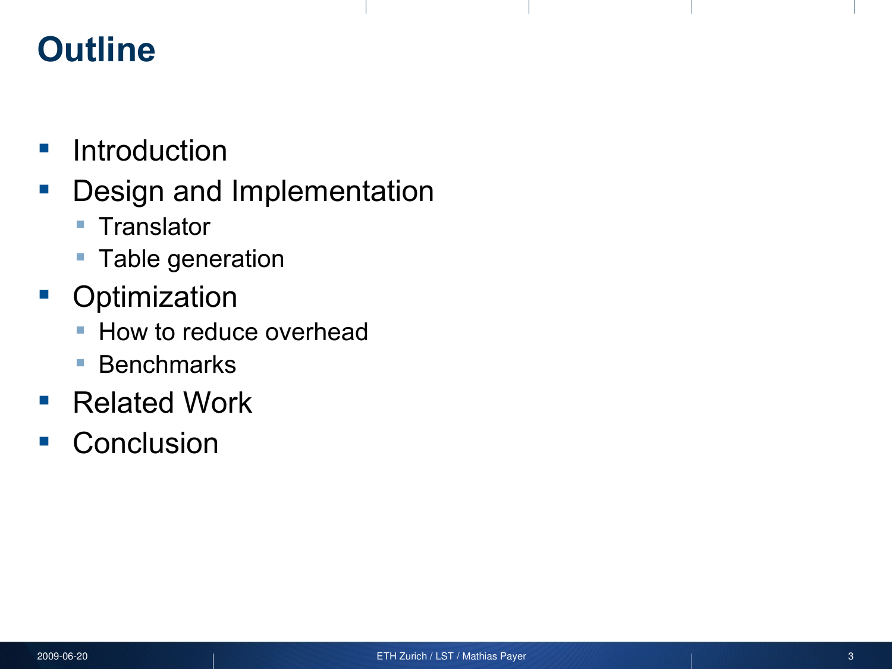# Outline

- Introduction
- Design and Implementation
  - Translator
  - Table generation
- Optimization
  - How to reduce overhead
  - Benchmarks
- Related Work
- Conclusion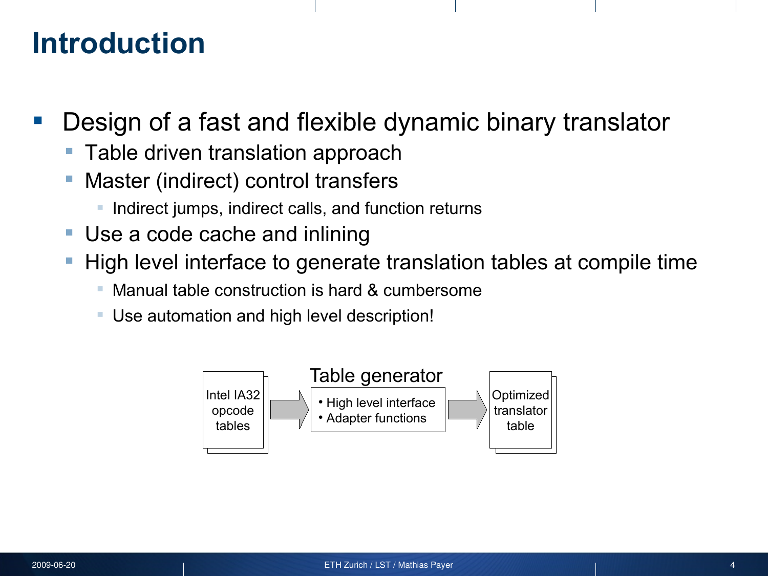# Introduction

- Design of a fast and flexible dynamic binary translator
  - Table driven translation approach
  - Master (indirect) control transfers
    - Indirect jumps, indirect calls, and function returns
  - Use a code cache and inlining
  - High level interface to generate translation tables at compile time
    - Manual table construction is hard & cumbersome
    - Use automation and high level description!

Intel IA32 opcode tables → Table generator (• High level interface • Adapter functions) → Optimized translator table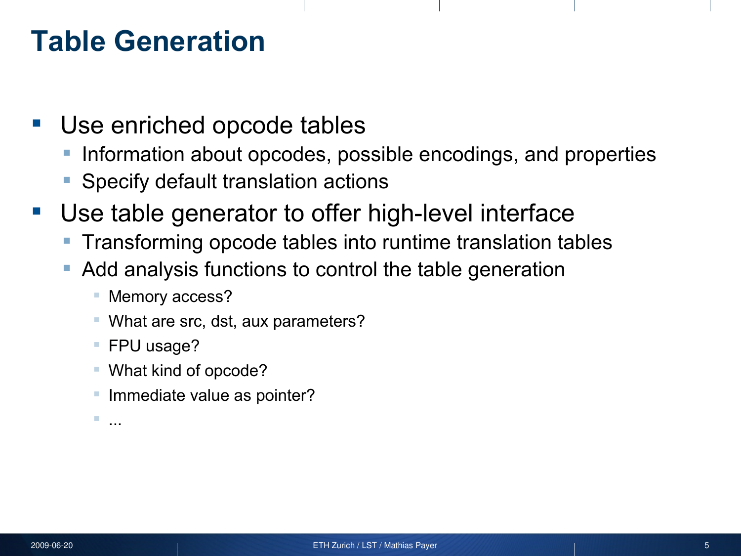# Table Generation

- Use enriched opcode tables
  - Information about opcodes, possible encodings, and properties
  - Specify default translation actions
- Use table generator to offer high-level interface
  - Transforming opcode tables into runtime translation tables
  - Add analysis functions to control the table generation
    - Memory access?
    - What are src, dst, aux parameters?
    - FPU usage?
    - What kind of opcode?
    - Immediate value as pointer?
    - ...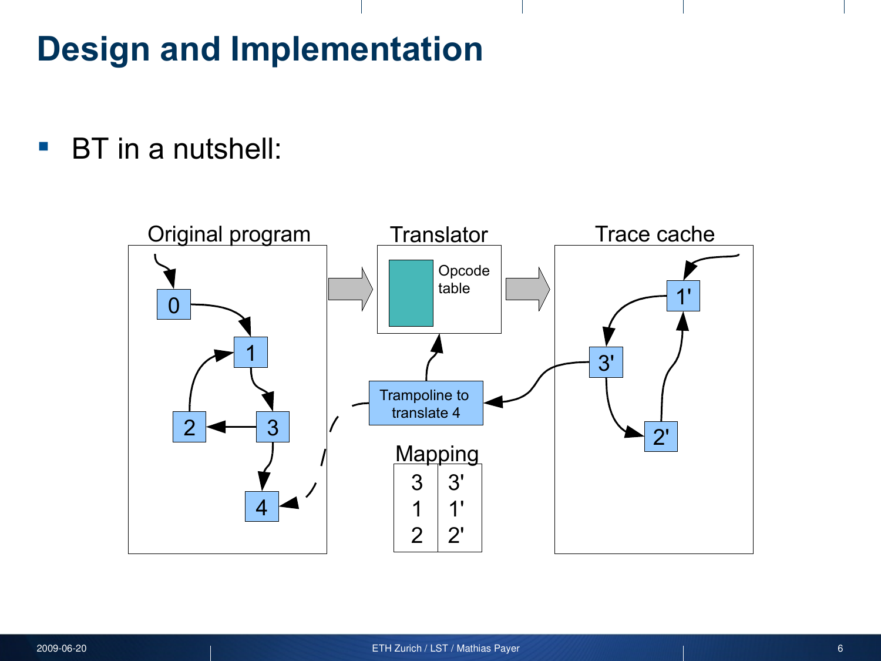# Design and Implementation

- BT in a nutshell:

Original program

Translator

Opcode table

Trace cache

Trampoline to translate 4

Mapping

| 3 | 3' |
|---|---|
| 1 | 1' |
| 2 | 2' |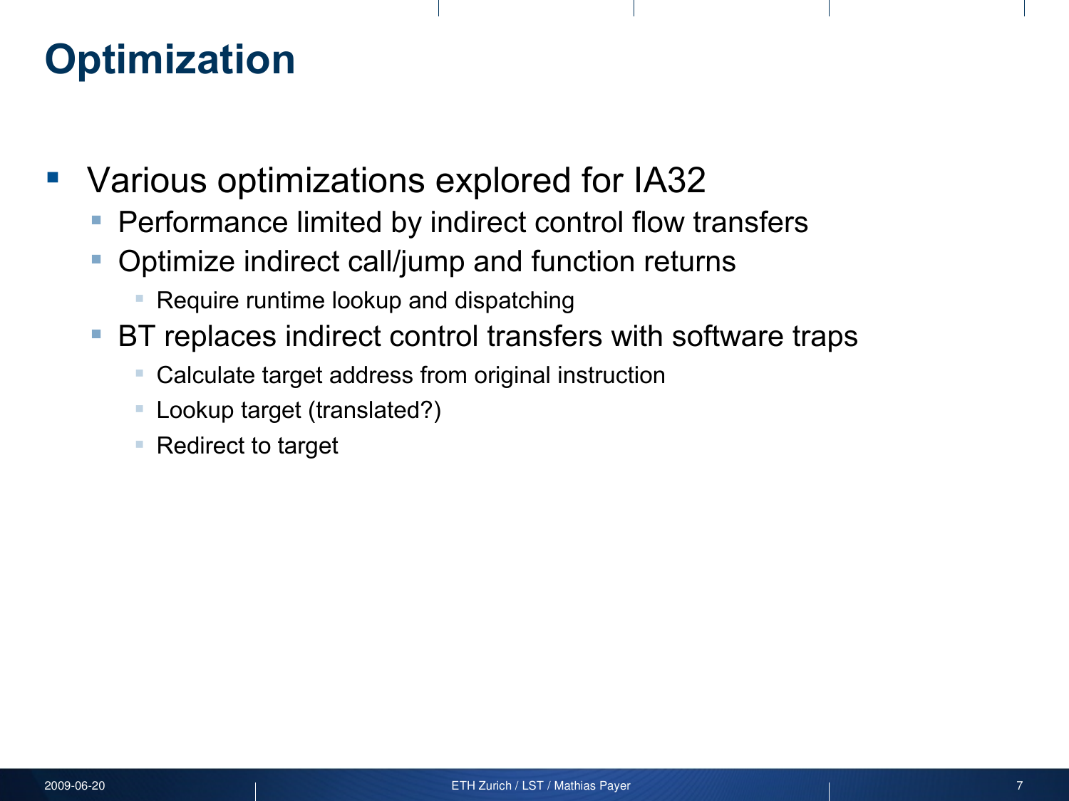# Optimization

- Various optimizations explored for IA32
  - Performance limited by indirect control flow transfers
  - Optimize indirect call/jump and function returns
    - Require runtime lookup and dispatching
  - BT replaces indirect control transfers with software traps
    - Calculate target address from original instruction
    - Lookup target (translated?)
    - Redirect to target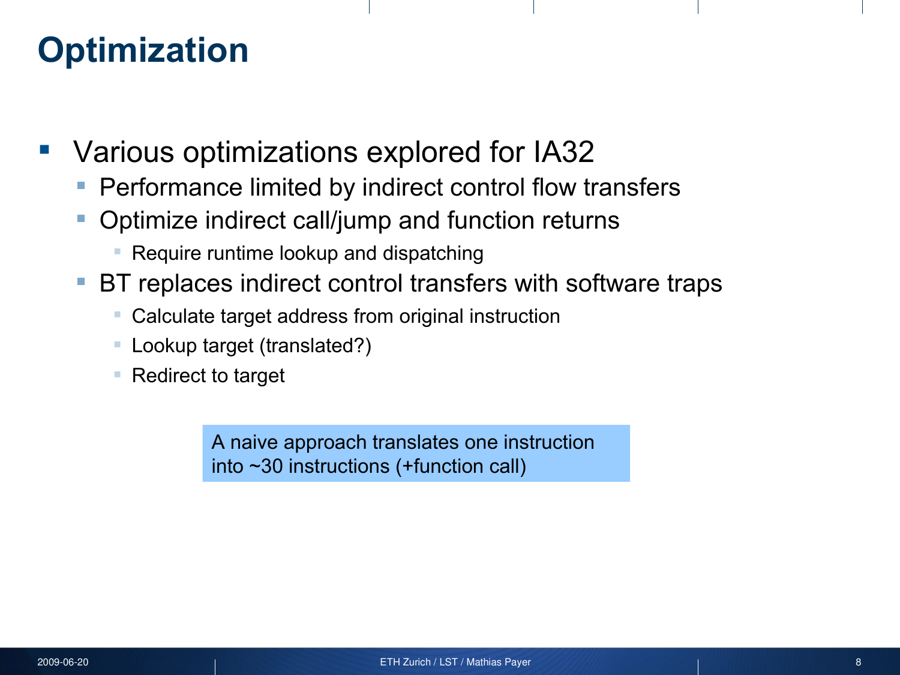# Optimization

- Various optimizations explored for IA32
  - Performance limited by indirect control flow transfers
  - Optimize indirect call/jump and function returns
    - Require runtime lookup and dispatching
  - BT replaces indirect control transfers with software traps
    - Calculate target address from original instruction
    - Lookup target (translated?)
    - Redirect to target

A naive approach translates one instruction into ~30 instructions (+function call)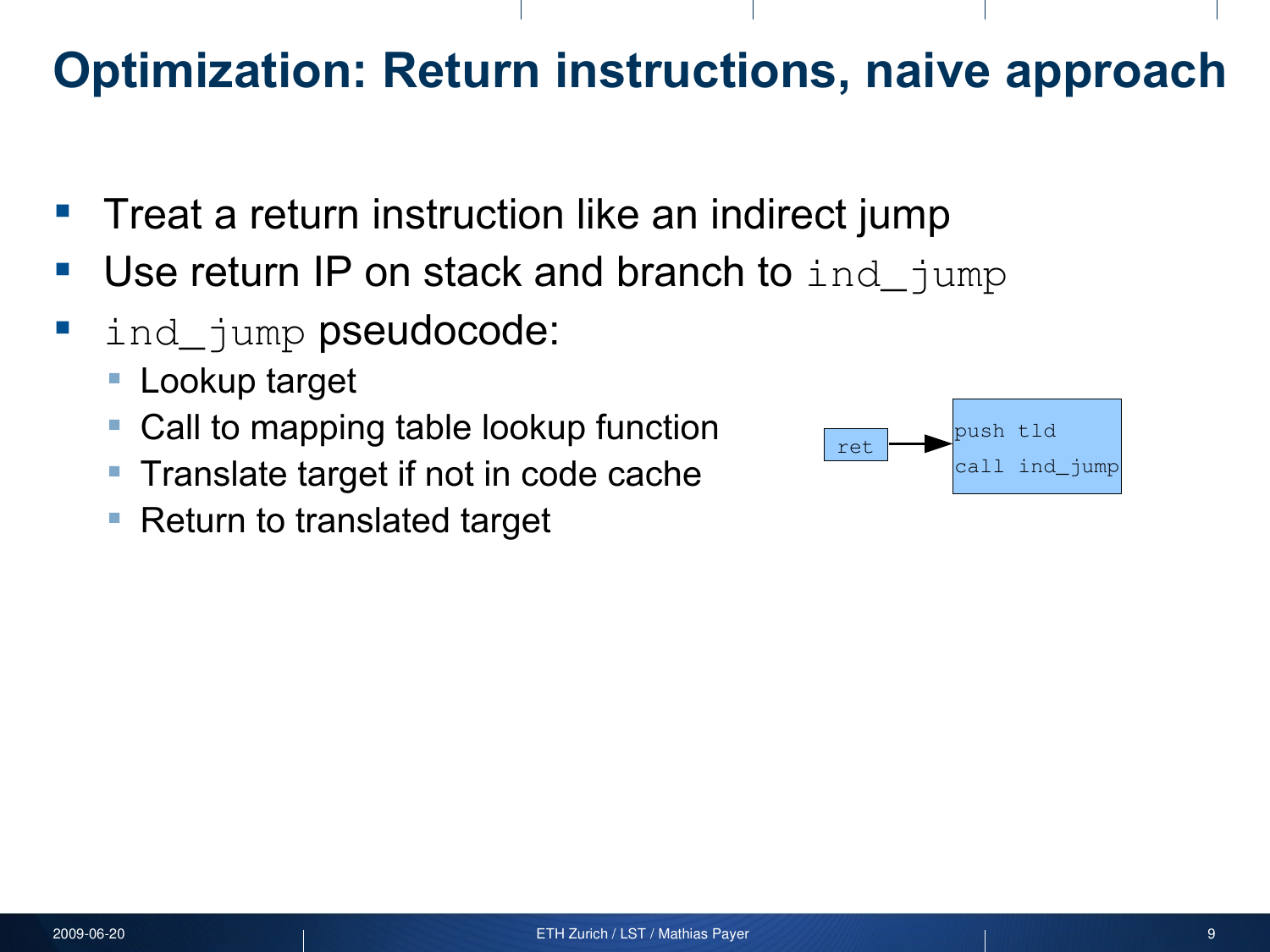# Optimization: Return instructions, naive approach

- Treat a return instruction like an indirect jump
- Use return IP on stack and branch to `ind_jump`
- `ind_jump` pseudocode:
  - Lookup target
  - Call to mapping table lookup function
  - Translate target if not in code cache
  - Return to translated target

```
ret  →  push tld
        call ind_jump
```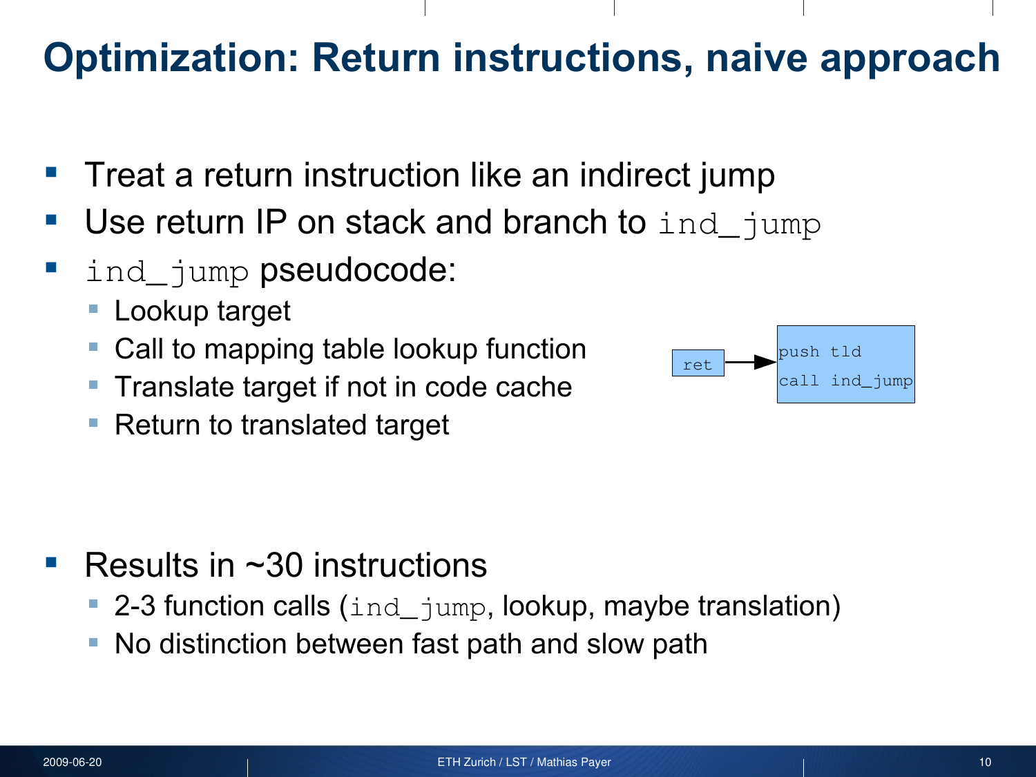# Optimization: Return instructions, naive approach

- Treat a return instruction like an indirect jump
- Use return IP on stack and branch to `ind_jump`
- `ind_jump` pseudocode:
  - Lookup target
  - Call to mapping table lookup function
  - Translate target if not in code cache
  - Return to translated target

```
ret  →  push tld
        call ind_jump
```

- Results in ~30 instructions
  - 2-3 function calls (`ind_jump`, lookup, maybe translation)
  - No distinction between fast path and slow path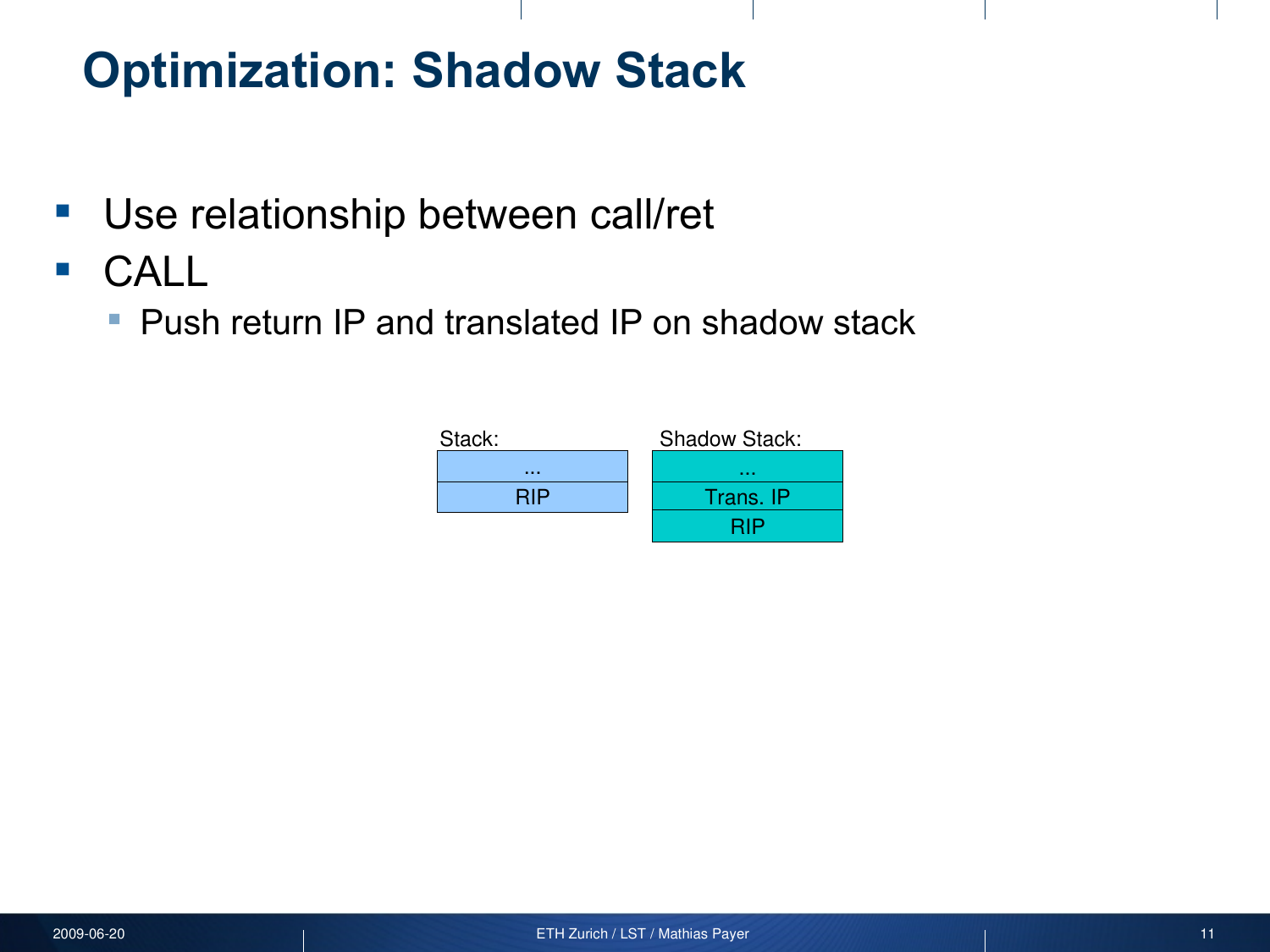# Optimization: Shadow Stack

- Use relationship between call/ret
- CALL
  - Push return IP and translated IP on shadow stack

| Stack: |
| --- |
| ... |
| RIP |

| Shadow Stack: |
| --- |
| ... |
| Trans. IP |
| RIP |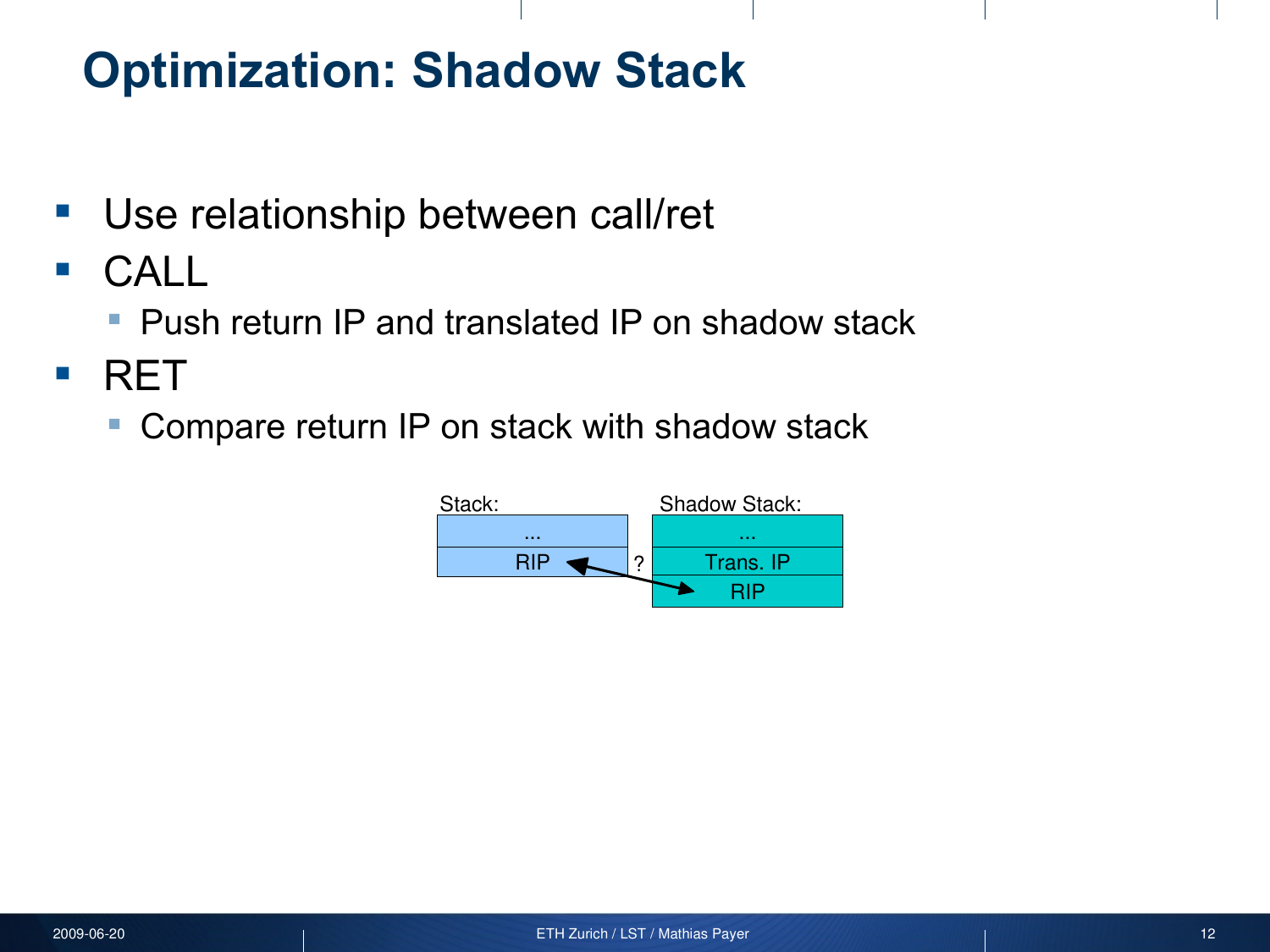# Optimization: Shadow Stack

- Use relationship between call/ret
- CALL
  - Push return IP and translated IP on shadow stack
- RET
  - Compare return IP on stack with shadow stack

| Stack: | | Shadow Stack: |
|---|---|---|
| ... | | ... |
| RIP | ? | Trans. IP |
| | | RIP |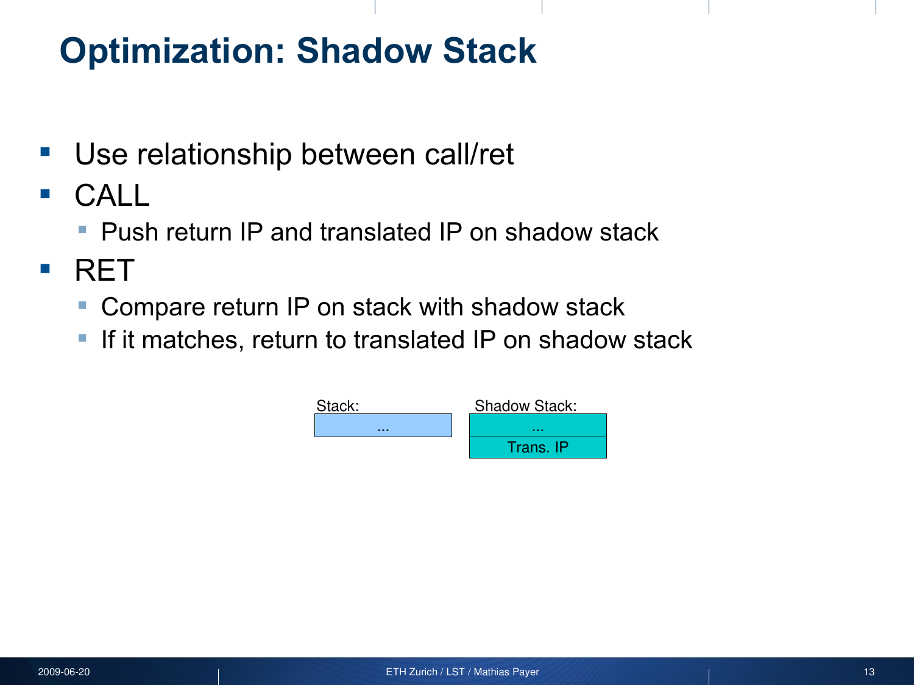# Optimization: Shadow Stack

- Use relationship between call/ret
- CALL
  - Push return IP and translated IP on shadow stack
- RET
  - Compare return IP on stack with shadow stack
  - If it matches, return to translated IP on shadow stack

| Stack: | Shadow Stack: |
| --- | --- |
| ... | ... |
| | Trans. IP |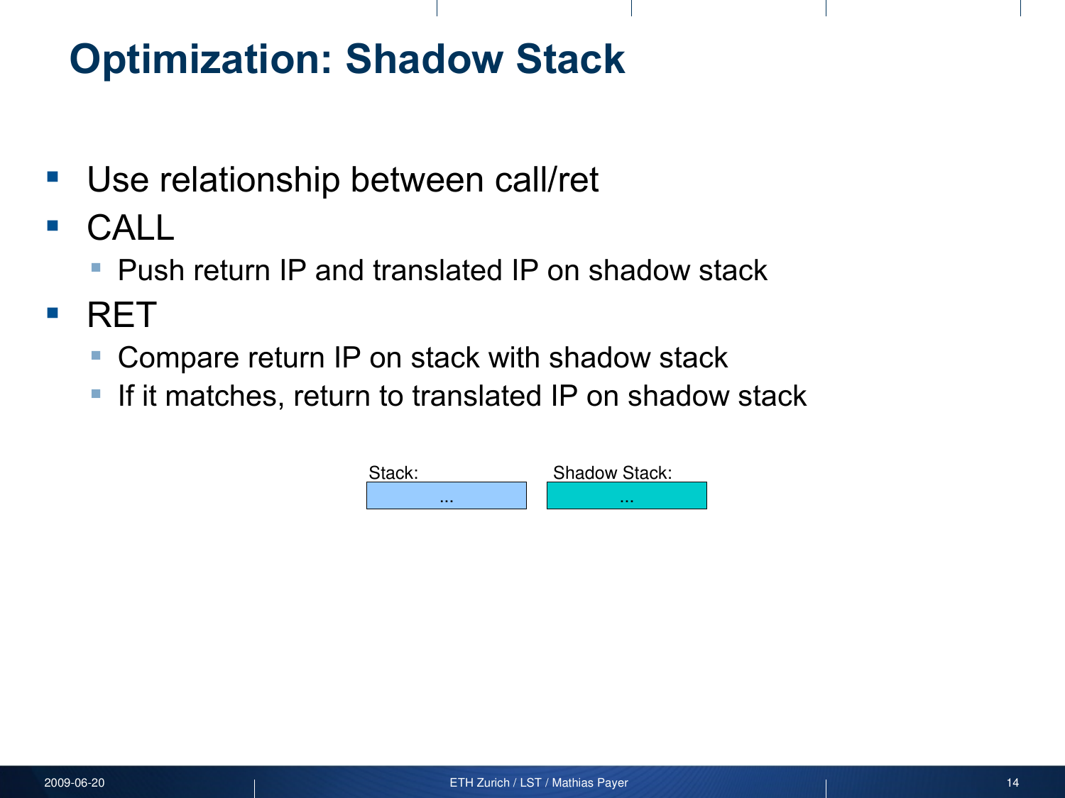# Optimization: Shadow Stack

- Use relationship between call/ret
- CALL
  - Push return IP and translated IP on shadow stack
- RET
  - Compare return IP on stack with shadow stack
  - If it matches, return to translated IP on shadow stack

| Stack: | Shadow Stack: |
| --- | --- |
| ... | ... |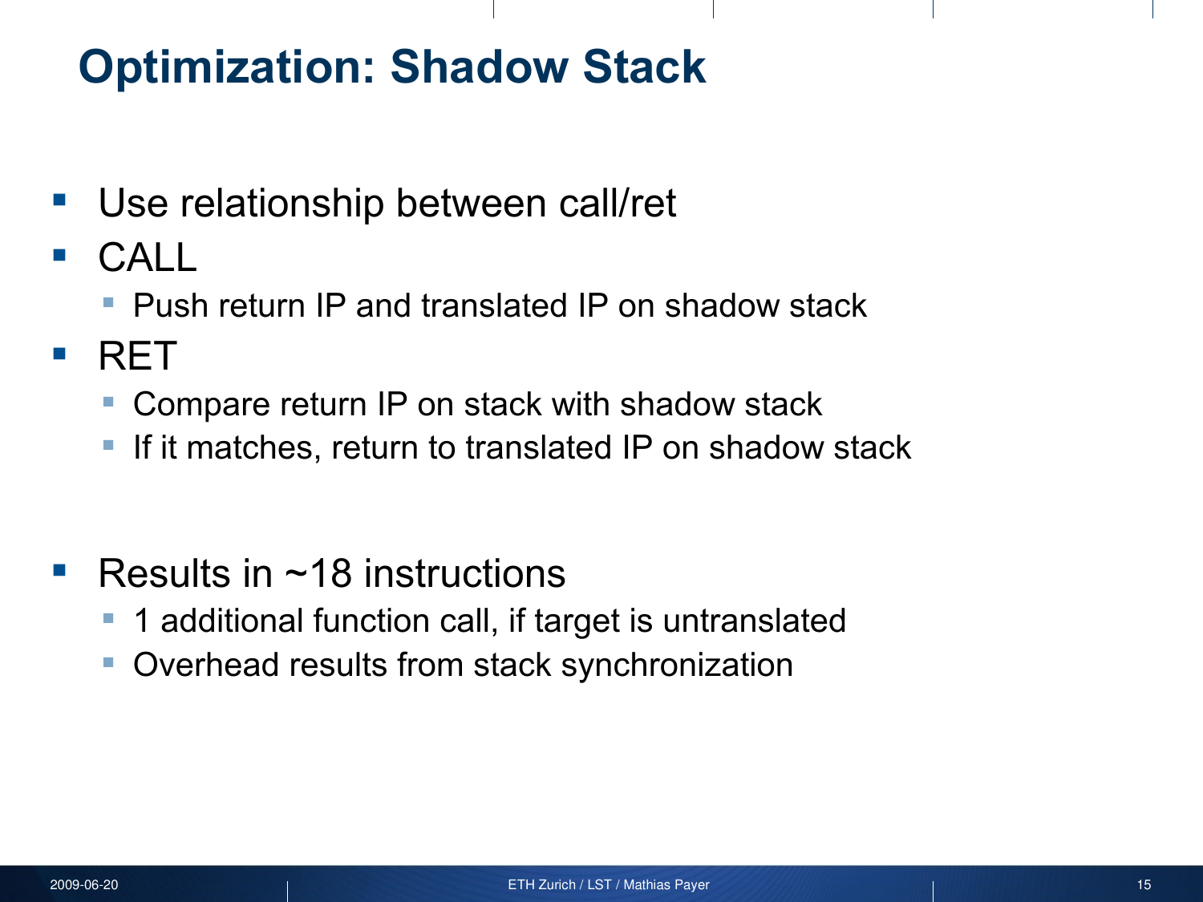# Optimization: Shadow Stack

- Use relationship between call/ret
- CALL
  - Push return IP and translated IP on shadow stack
- RET
  - Compare return IP on stack with shadow stack
  - If it matches, return to translated IP on shadow stack

- Results in ~18 instructions
  - 1 additional function call, if target is untranslated
  - Overhead results from stack synchronization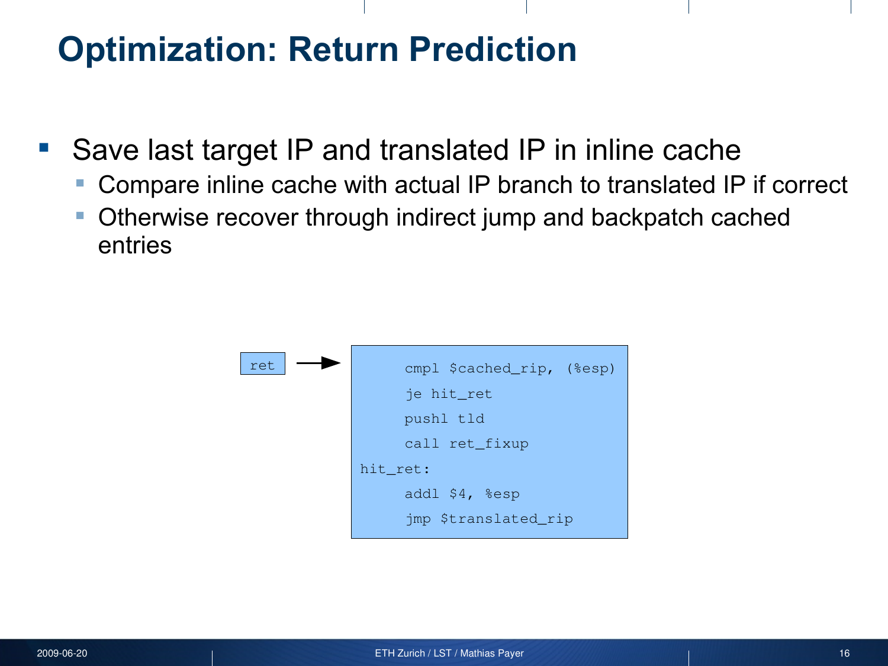# Optimization: Return Prediction

- Save last target IP and translated IP in inline cache
  - Compare inline cache with actual IP branch to translated IP if correct
  - Otherwise recover through indirect jump and backpatch cached entries

```
ret  →
        cmpl $cached_rip, (%esp)
        je hit_ret
        pushl tld
        call ret_fixup
hit_ret:
        addl $4, %esp
        jmp $translated_rip
```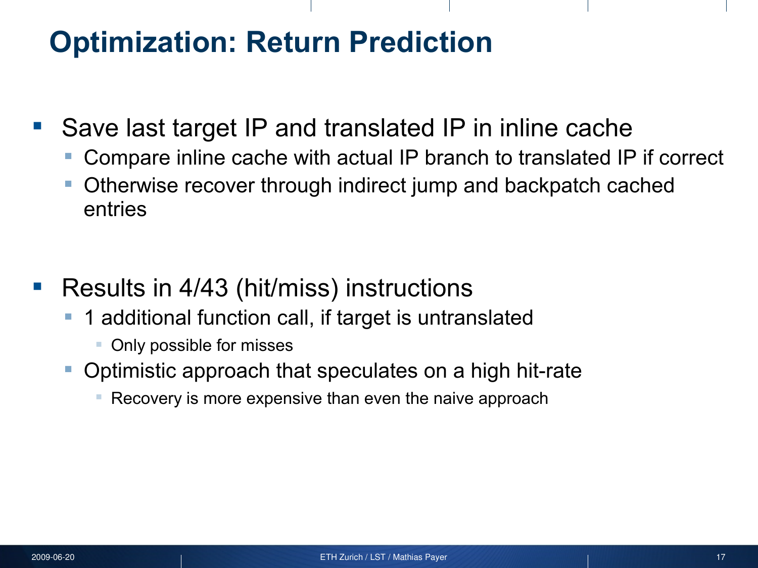# Optimization: Return Prediction

- Save last target IP and translated IP in inline cache
  - Compare inline cache with actual IP branch to translated IP if correct
  - Otherwise recover through indirect jump and backpatch cached entries

- Results in 4/43 (hit/miss) instructions
  - 1 additional function call, if target is untranslated
    - Only possible for misses
  - Optimistic approach that speculates on a high hit-rate
    - Recovery is more expensive than even the naive approach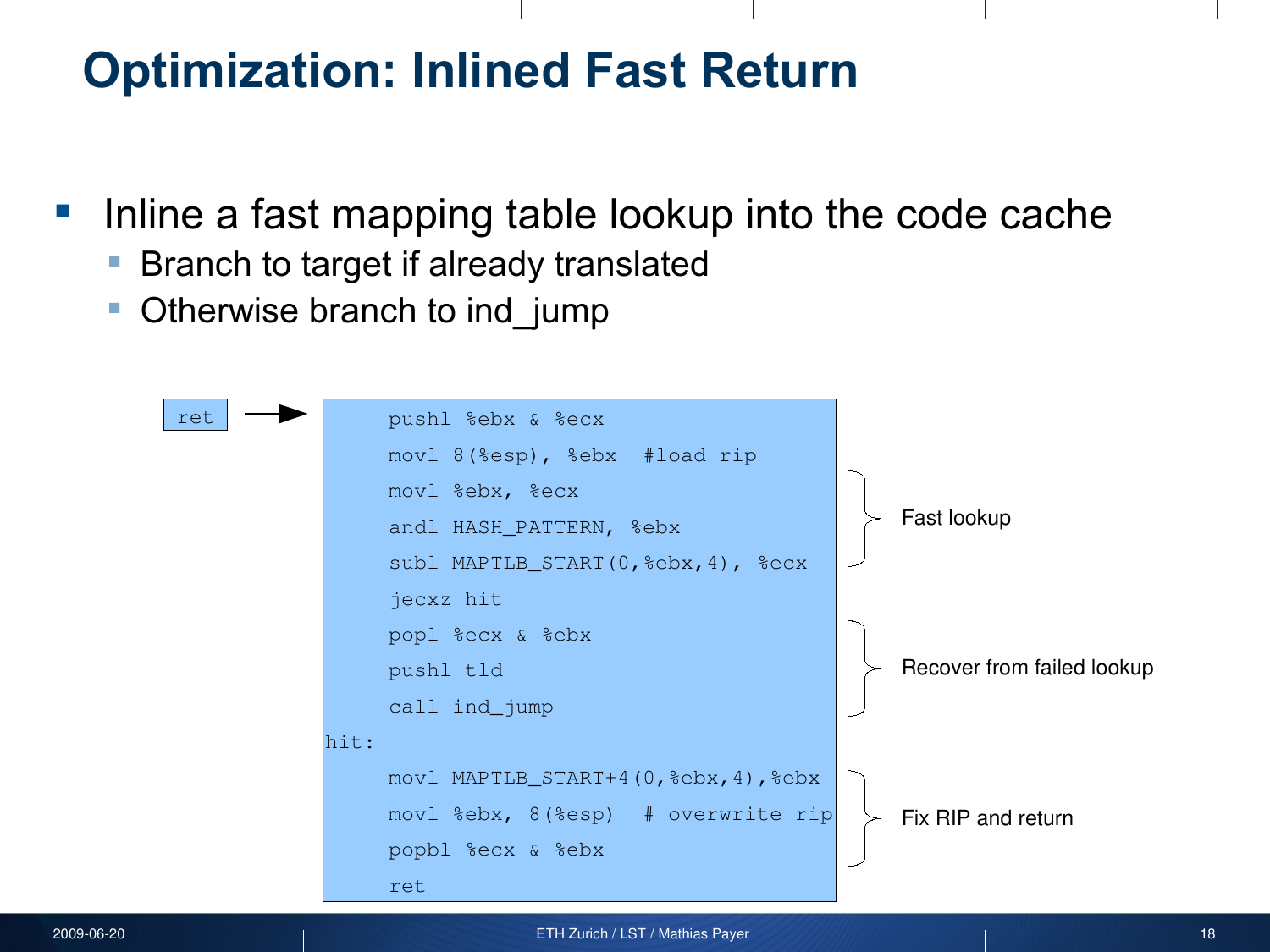# Optimization: Inlined Fast Return

- Inline a fast mapping table lookup into the code cache
  - Branch to target if already translated
  - Otherwise branch to ind_jump

ret →

```
     pushl %ebx & %ecx
     movl 8(%esp), %ebx  #load rip
     movl %ebx, %ecx
     andl HASH_PATTERN, %ebx
     subl MAPTLB_START(0,%ebx,4), %ecx
     jecxz hit
     popl %ecx & %ebx
     pushl tld
     call ind_jump
hit:
     movl MAPTLB_START+4(0,%ebx,4),%ebx
     movl %ebx, 8(%esp)  # overwrite rip
     popbl %ecx & %ebx
     ret
```

- Fast lookup: `movl %ebx, %ecx` … `subl MAPTLB_START(0,%ebx,4), %ecx`
- Recover from failed lookup: `popl %ecx & %ebx` … `call ind_jump`
- Fix RIP and return: `movl MAPTLB_START+4(0,%ebx,4),%ebx` … `popbl %ecx & %ebx`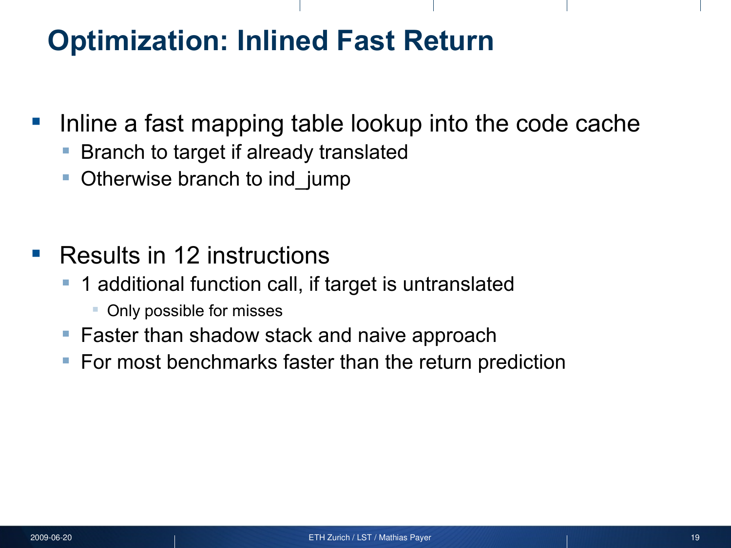# Optimization: Inlined Fast Return

- Inline a fast mapping table lookup into the code cache
  - Branch to target if already translated
  - Otherwise branch to ind_jump

- Results in 12 instructions
  - 1 additional function call, if target is untranslated
    - Only possible for misses
  - Faster than shadow stack and naive approach
  - For most benchmarks faster than the return prediction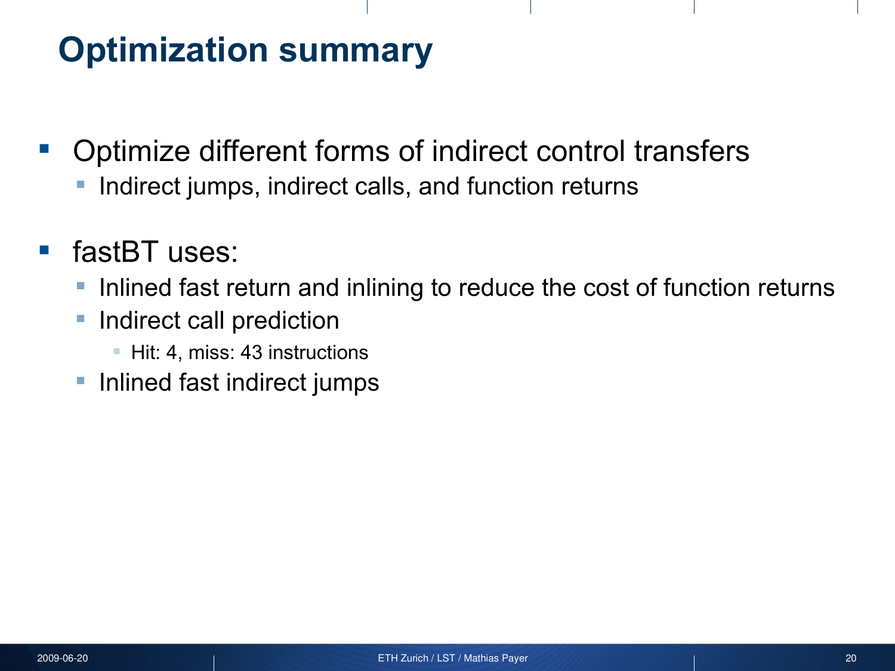# Optimization summary

- Optimize different forms of indirect control transfers
  - Indirect jumps, indirect calls, and function returns

- fastBT uses:
  - Inlined fast return and inlining to reduce the cost of function returns
  - Indirect call prediction
    - Hit: 4, miss: 43 instructions
  - Inlined fast indirect jumps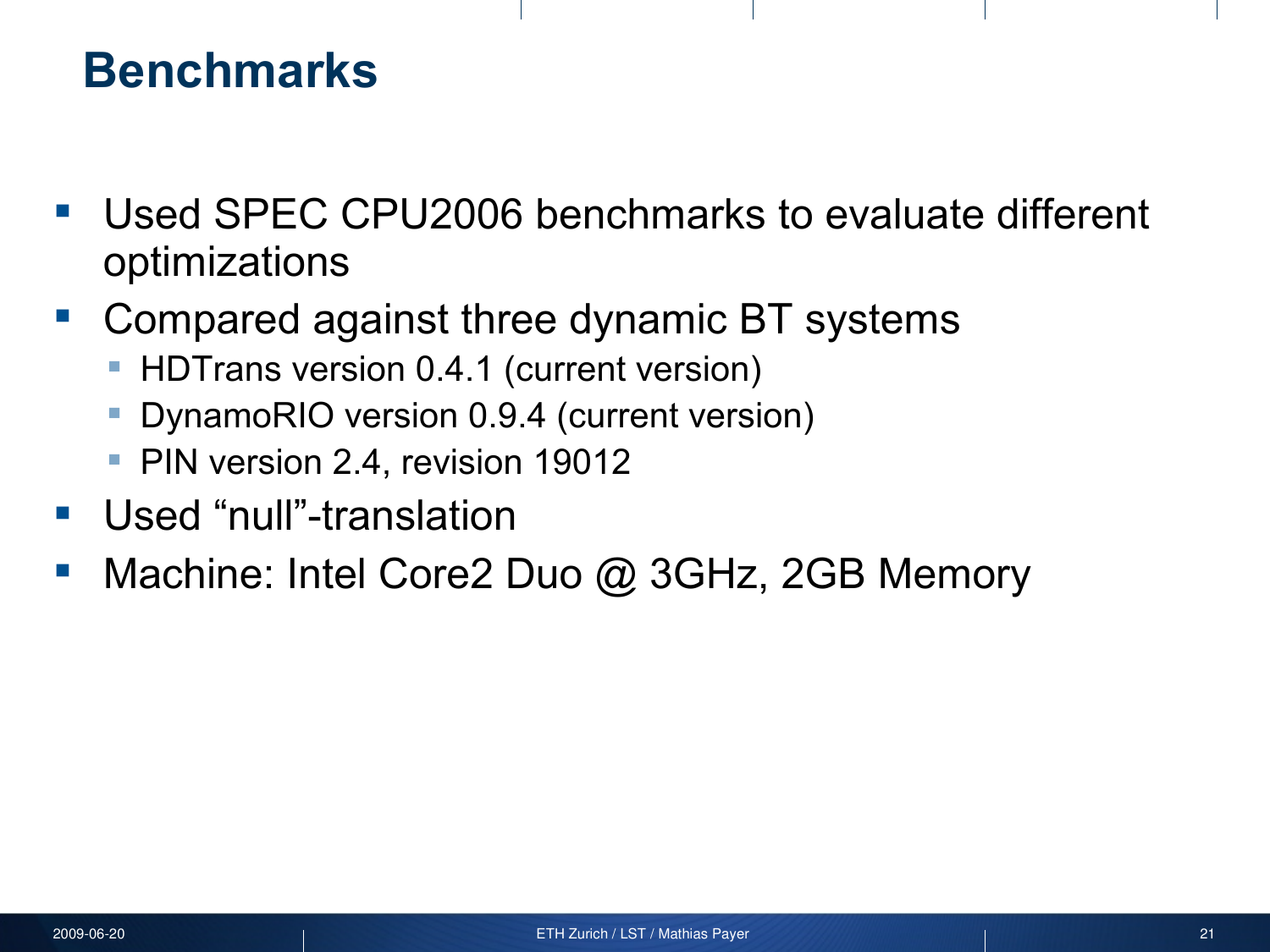# Benchmarks

- Used SPEC CPU2006 benchmarks to evaluate different optimizations
- Compared against three dynamic BT systems
  - HDTrans version 0.4.1 (current version)
  - DynamoRIO version 0.9.4 (current version)
  - PIN version 2.4, revision 19012
- Used "null"-translation
- Machine: Intel Core2 Duo @ 3GHz, 2GB Memory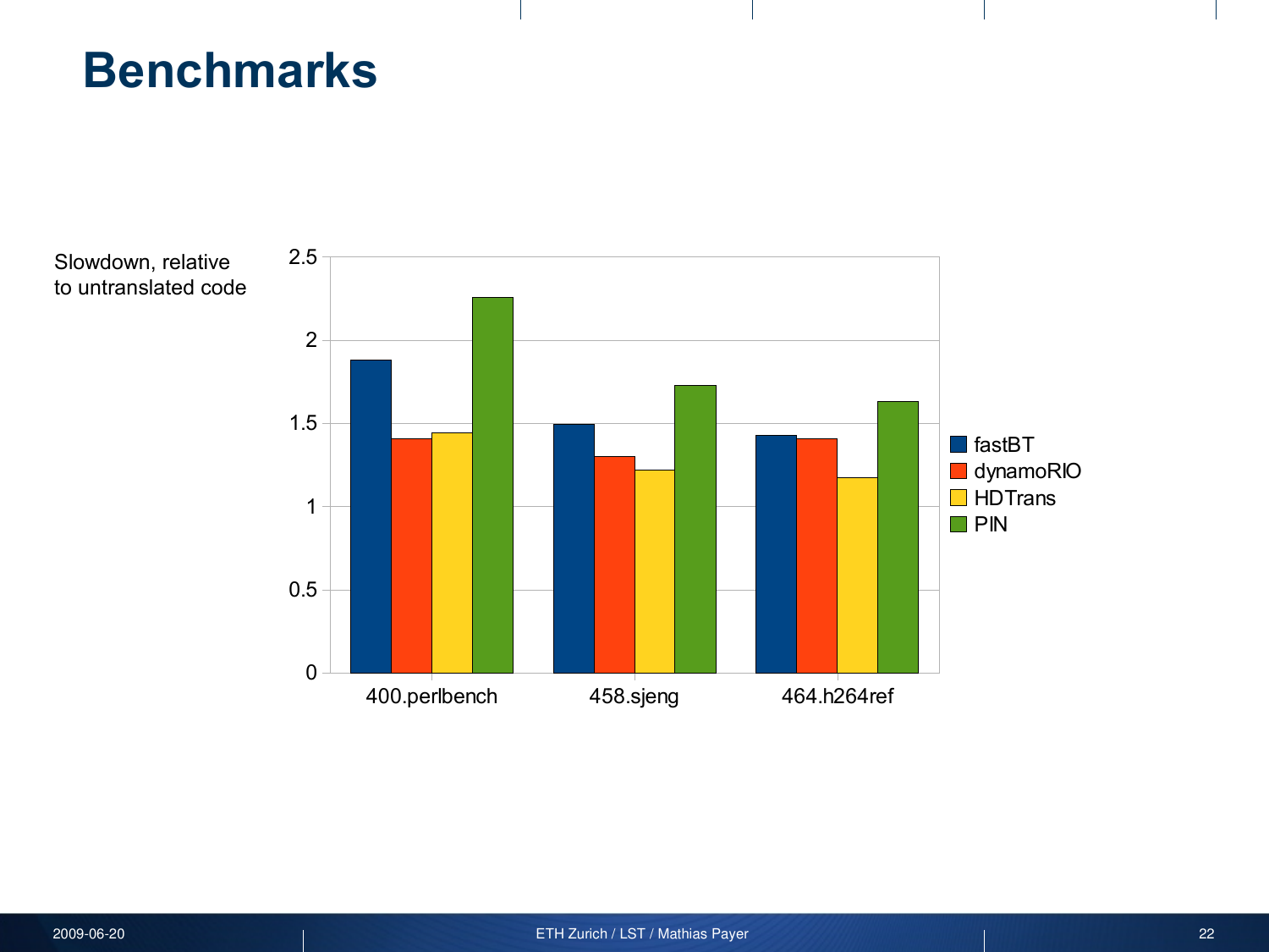# Benchmarks

Slowdown, relative to untranslated code

| | fastBT | dynamoRIO | HDTrans | PIN |
|---|---|---|---|---|
| 400.perlbench | 1.88 | 1.41 | 1.44 | 2.26 |
| 458.sjeng | 1.49 | 1.30 | 1.22 | 1.73 |
| 464.h264ref | 1.43 | 1.41 | 1.17 | 1.63 |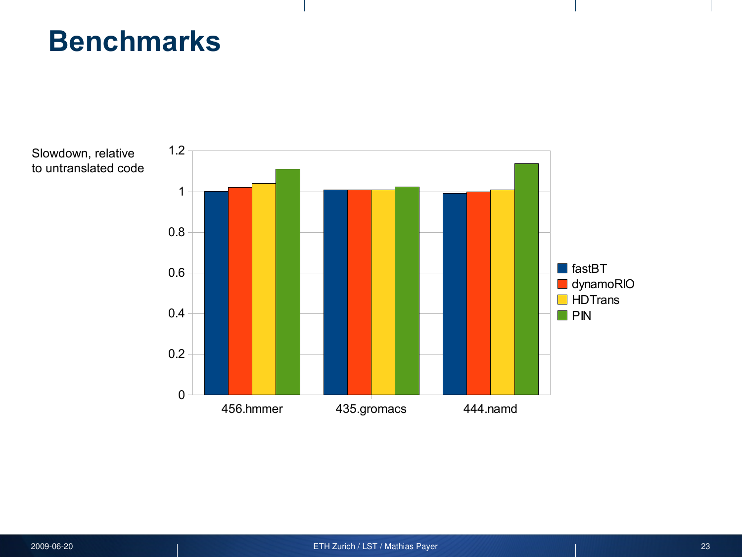# Benchmarks

Slowdown, relative to untranslated code

| | fastBT | dynamoRIO | HDTrans | PIN |
|---|---|---|---|---|
| 456.hmmer | 1.00 | 1.02 | 1.04 | 1.11 |
| 435.gromacs | 1.01 | 1.01 | 1.01 | 1.02 |
| 444.namd | 0.99 | 1.00 | 1.01 | 1.14 |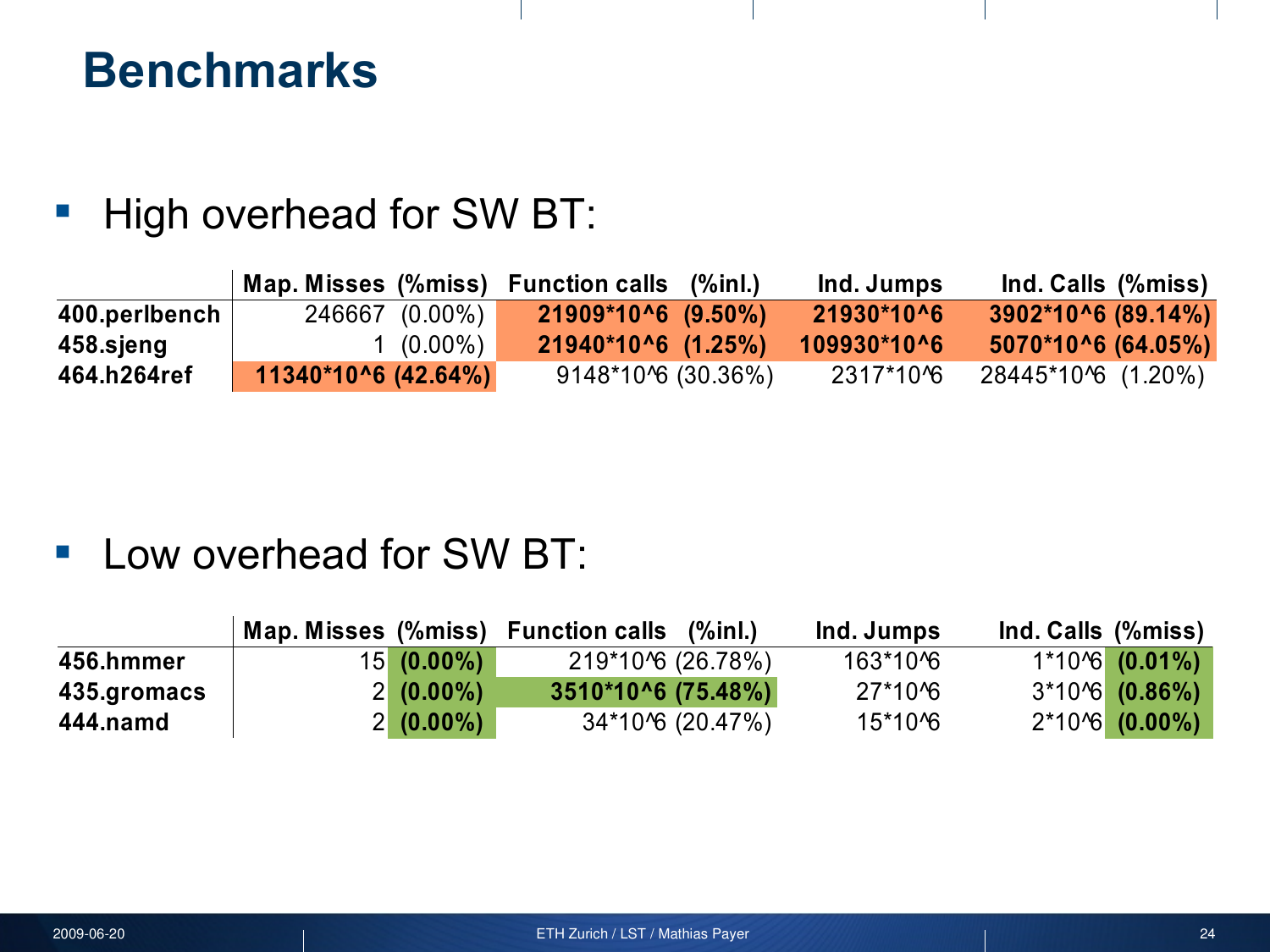# Benchmarks

- High overhead for SW BT:

| | Map. Misses (%miss) | Function calls (%inl.) | Ind. Jumps | Ind. Calls (%miss) |
|---|---|---|---|---|
| **400.perlbench** | 246667 (0.00%) | **21909*10^6 (9.50%)** | **21930*10^6** | **3902*10^6 (89.14%)** |
| **458.sjeng** | 1 (0.00%) | **21940*10^6 (1.25%)** | **109930*10^6** | **5070*10^6 (64.05%)** |
| **464.h264ref** | **11340*10^6 (42.64%)** | 9148*10^6 (30.36%) | 2317*10^6 | 28445*10^6 (1.20%) |

- Low overhead for SW BT:

| | Map. Misses (%miss) | Function calls (%inl.) | Ind. Jumps | Ind. Calls (%miss) |
|---|---|---|---|---|
| **456.hmmer** | 15 **(0.00%)** | 219*10^6 (26.78%) | 163*10^6 | 1*10^6 **(0.01%)** |
| **435.gromacs** | 2 **(0.00%)** | **3510*10^6 (75.48%)** | 27*10^6 | 3*10^6 **(0.86%)** |
| **444.namd** | 2 **(0.00%)** | 34*10^6 (20.47%) | 15*10^6 | 2*10^6 **(0.00%)** |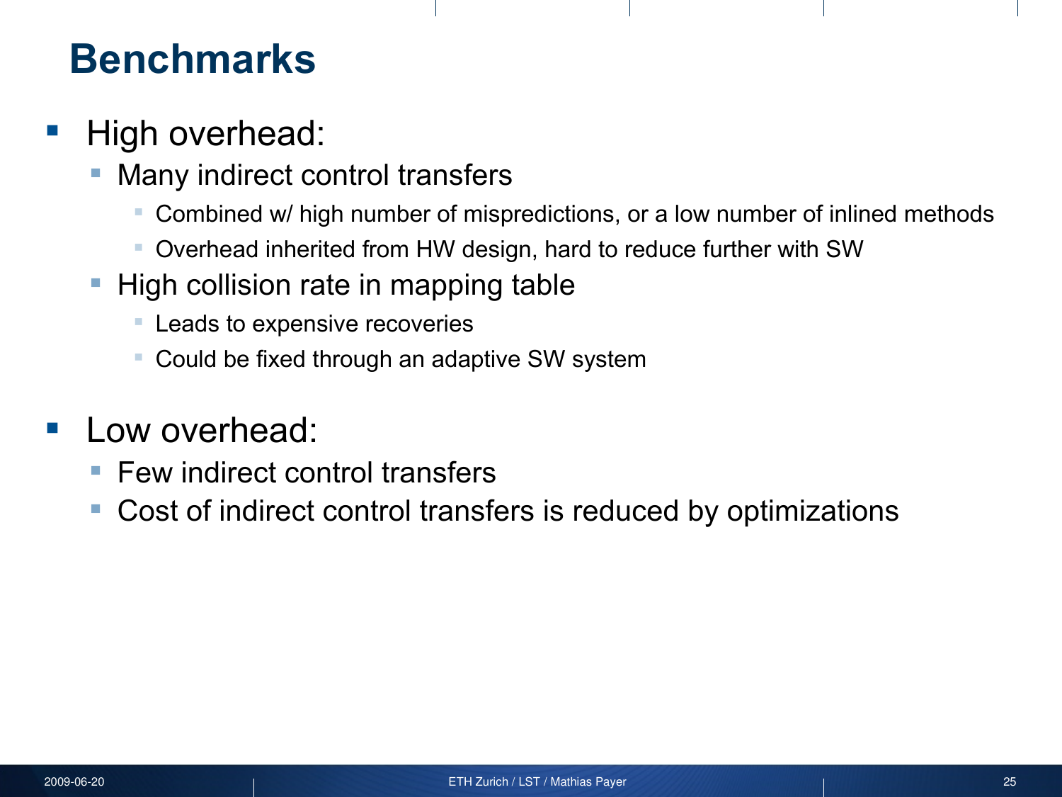# Benchmarks

- High overhead:
  - Many indirect control transfers
    - Combined w/ high number of mispredictions, or a low number of inlined methods
    - Overhead inherited from HW design, hard to reduce further with SW
  - High collision rate in mapping table
    - Leads to expensive recoveries
    - Could be fixed through an adaptive SW system
- Low overhead:
  - Few indirect control transfers
  - Cost of indirect control transfers is reduced by optimizations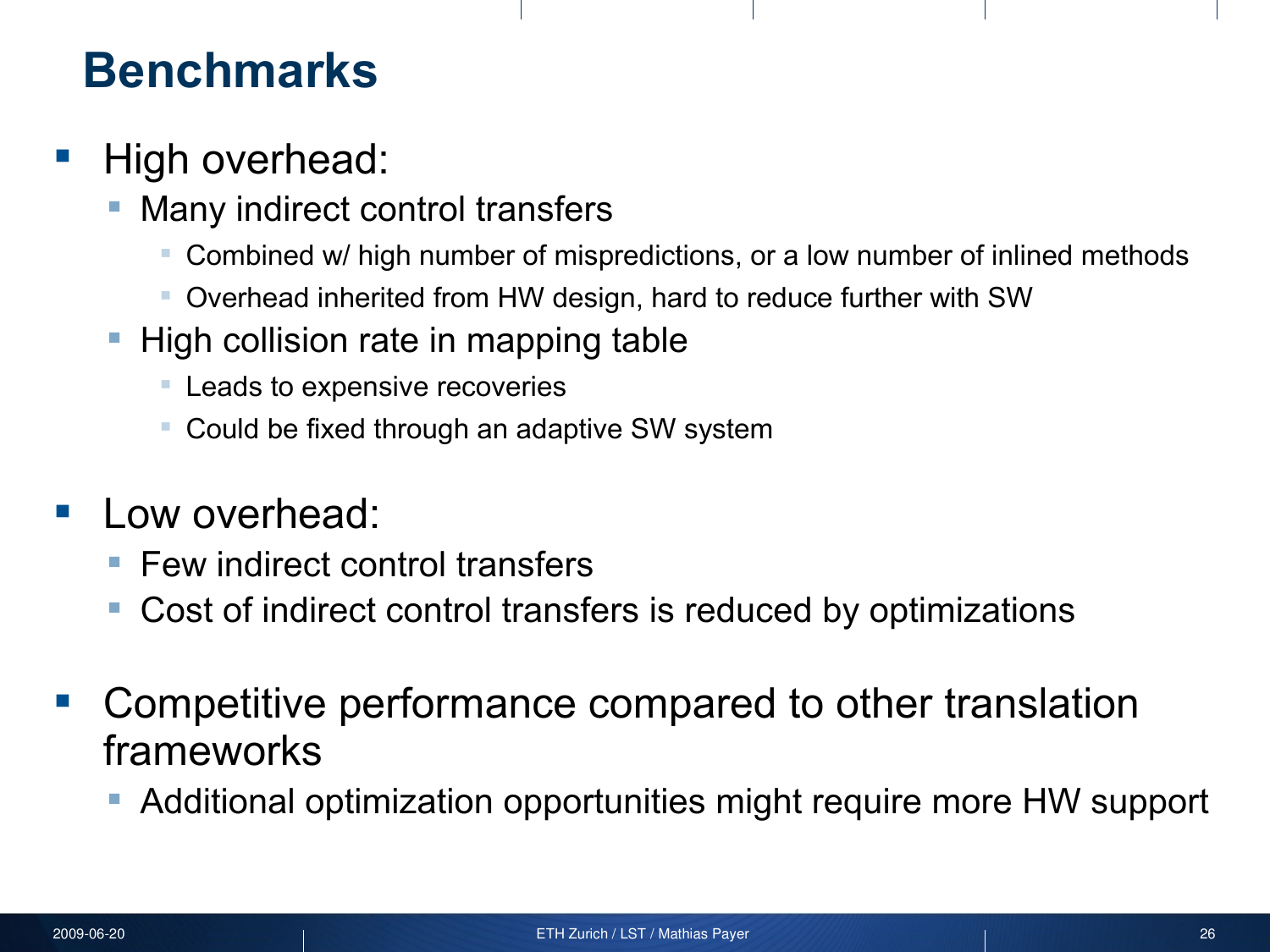# Benchmarks

- High overhead:
  - Many indirect control transfers
    - Combined w/ high number of mispredictions, or a low number of inlined methods
    - Overhead inherited from HW design, hard to reduce further with SW
  - High collision rate in mapping table
    - Leads to expensive recoveries
    - Could be fixed through an adaptive SW system

- Low overhead:
  - Few indirect control transfers
  - Cost of indirect control transfers is reduced by optimizations

- Competitive performance compared to other translation frameworks
  - Additional optimization opportunities might require more HW support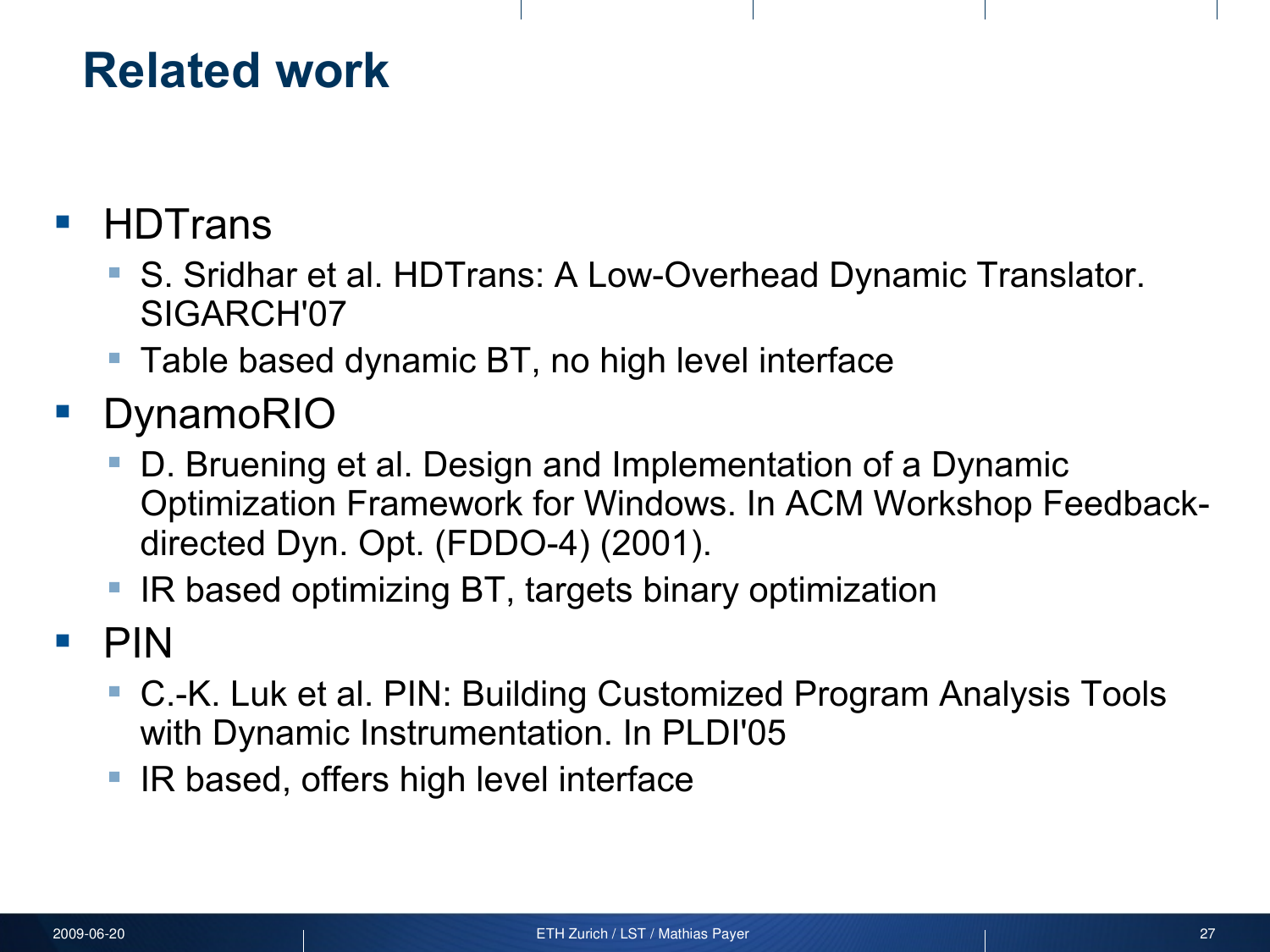# Related work

- HDTrans
  - S. Sridhar et al. HDTrans: A Low-Overhead Dynamic Translator. SIGARCH'07
  - Table based dynamic BT, no high level interface
- DynamoRIO
  - D. Bruening et al. Design and Implementation of a Dynamic Optimization Framework for Windows. In ACM Workshop Feedback-directed Dyn. Opt. (FDDO-4) (2001).
  - IR based optimizing BT, targets binary optimization
- PIN
  - C.-K. Luk et al. PIN: Building Customized Program Analysis Tools with Dynamic Instrumentation. In PLDI'05
  - IR based, offers high level interface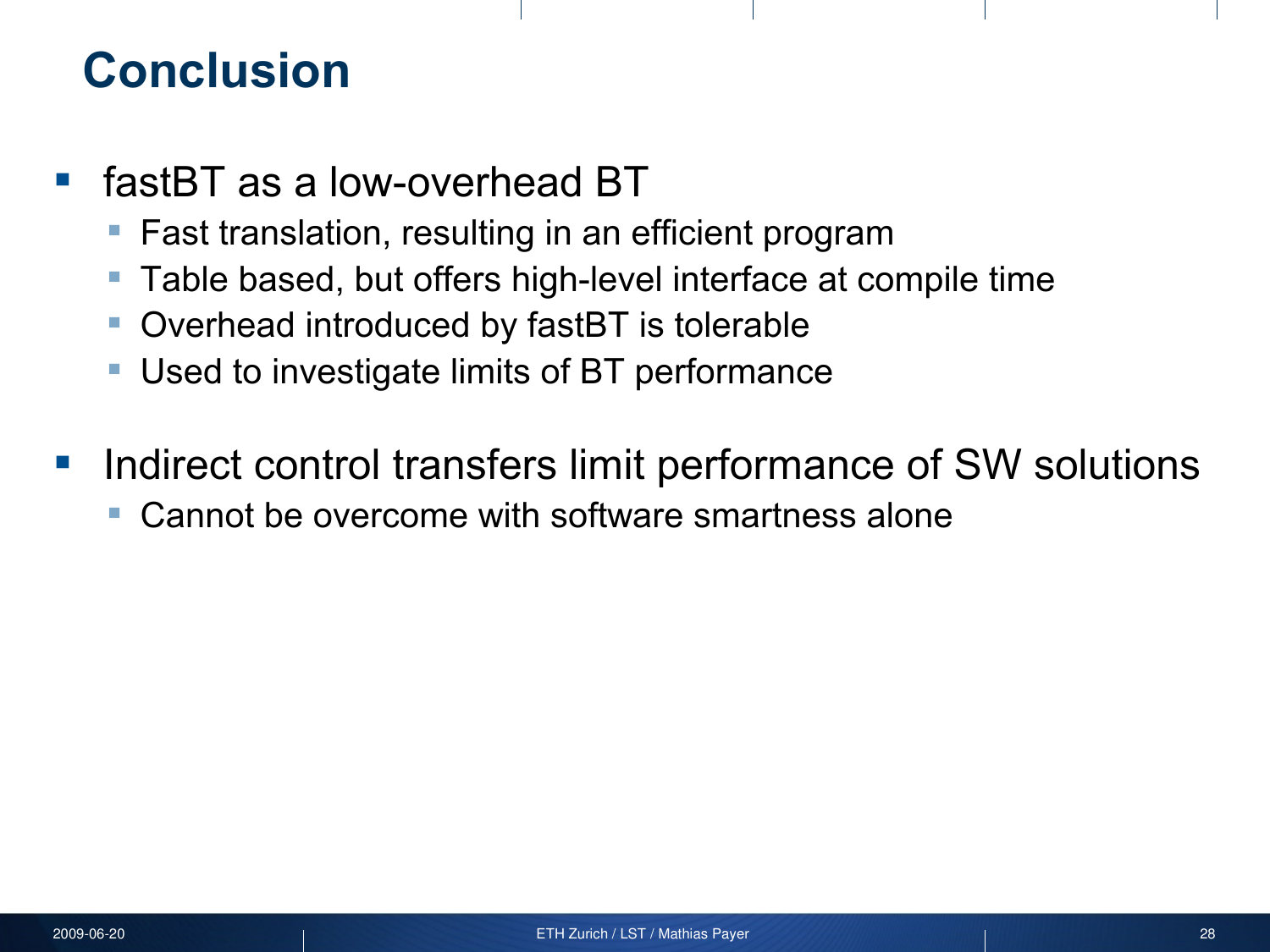# Conclusion

- fastBT as a low-overhead BT
  - Fast translation, resulting in an efficient program
  - Table based, but offers high-level interface at compile time
  - Overhead introduced by fastBT is tolerable
  - Used to investigate limits of BT performance
- Indirect control transfers limit performance of SW solutions
  - Cannot be overcome with software smartness alone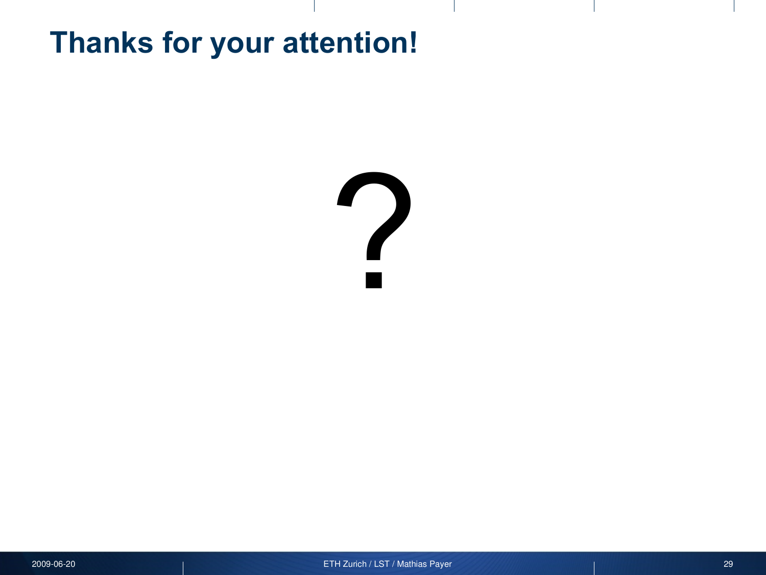# Thanks for your attention!

?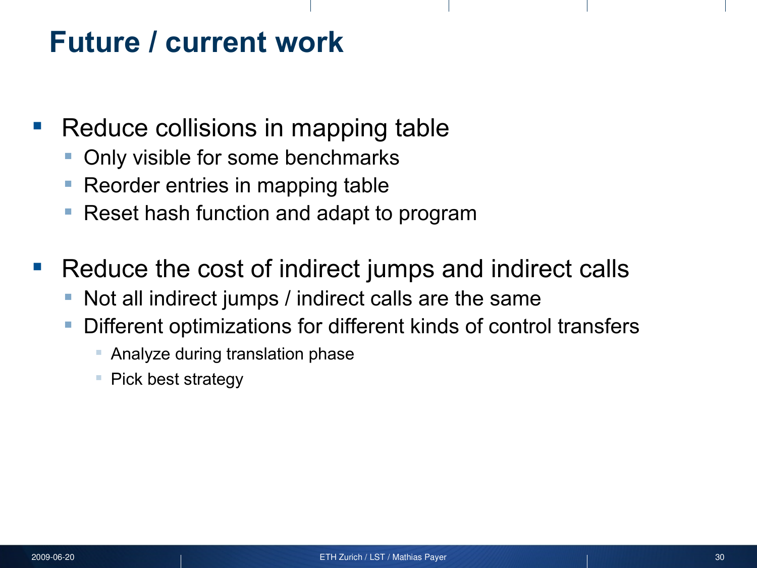# Future / current work

- Reduce collisions in mapping table
  - Only visible for some benchmarks
  - Reorder entries in mapping table
  - Reset hash function and adapt to program
- Reduce the cost of indirect jumps and indirect calls
  - Not all indirect jumps / indirect calls are the same
  - Different optimizations for different kinds of control transfers
    - Analyze during translation phase
    - Pick best strategy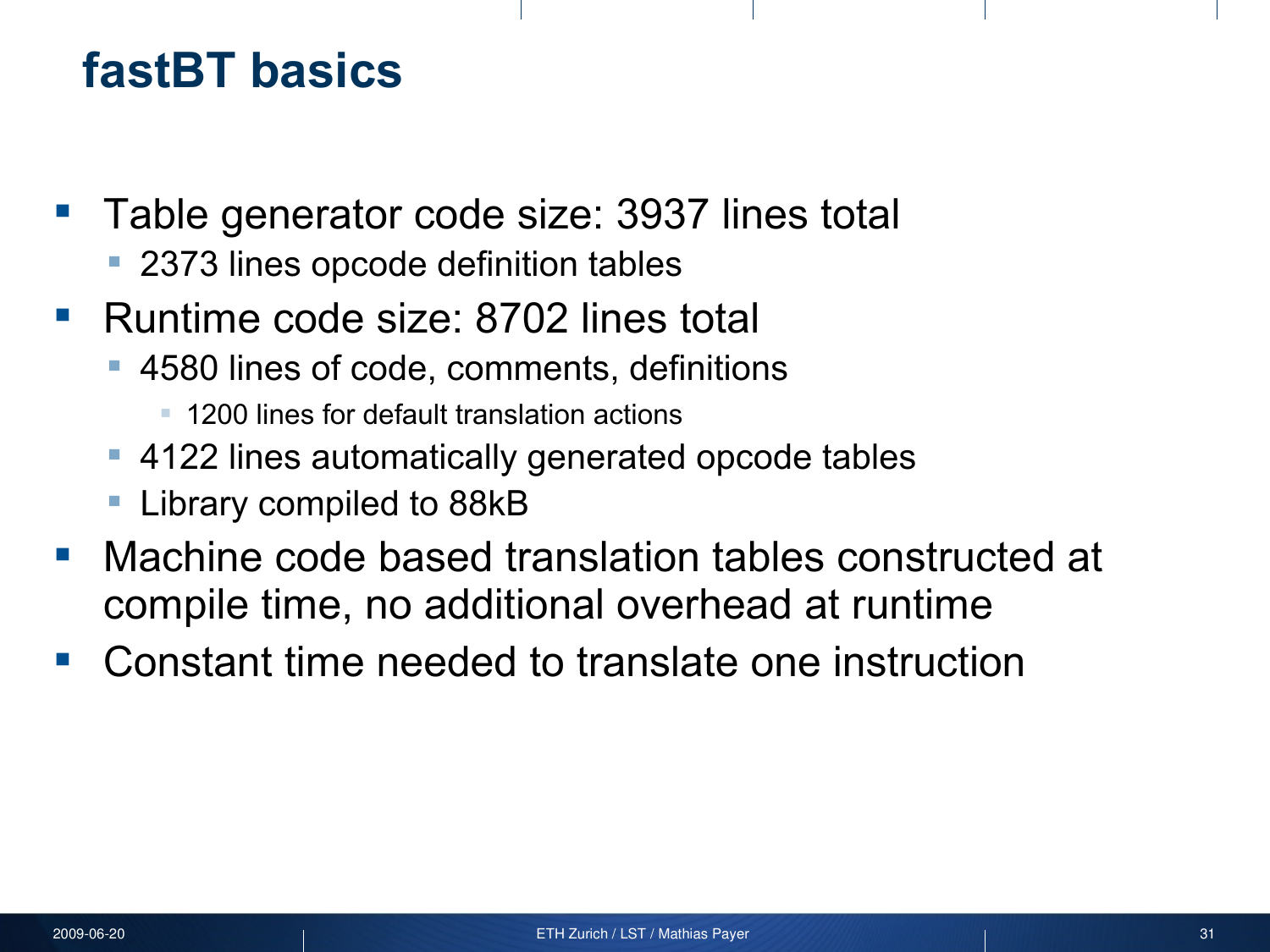# fastBT basics

- Table generator code size: 3937 lines total
  - 2373 lines opcode definition tables
- Runtime code size: 8702 lines total
  - 4580 lines of code, comments, definitions
    - 1200 lines for default translation actions
  - 4122 lines automatically generated opcode tables
  - Library compiled to 88kB
- Machine code based translation tables constructed at compile time, no additional overhead at runtime
- Constant time needed to translate one instruction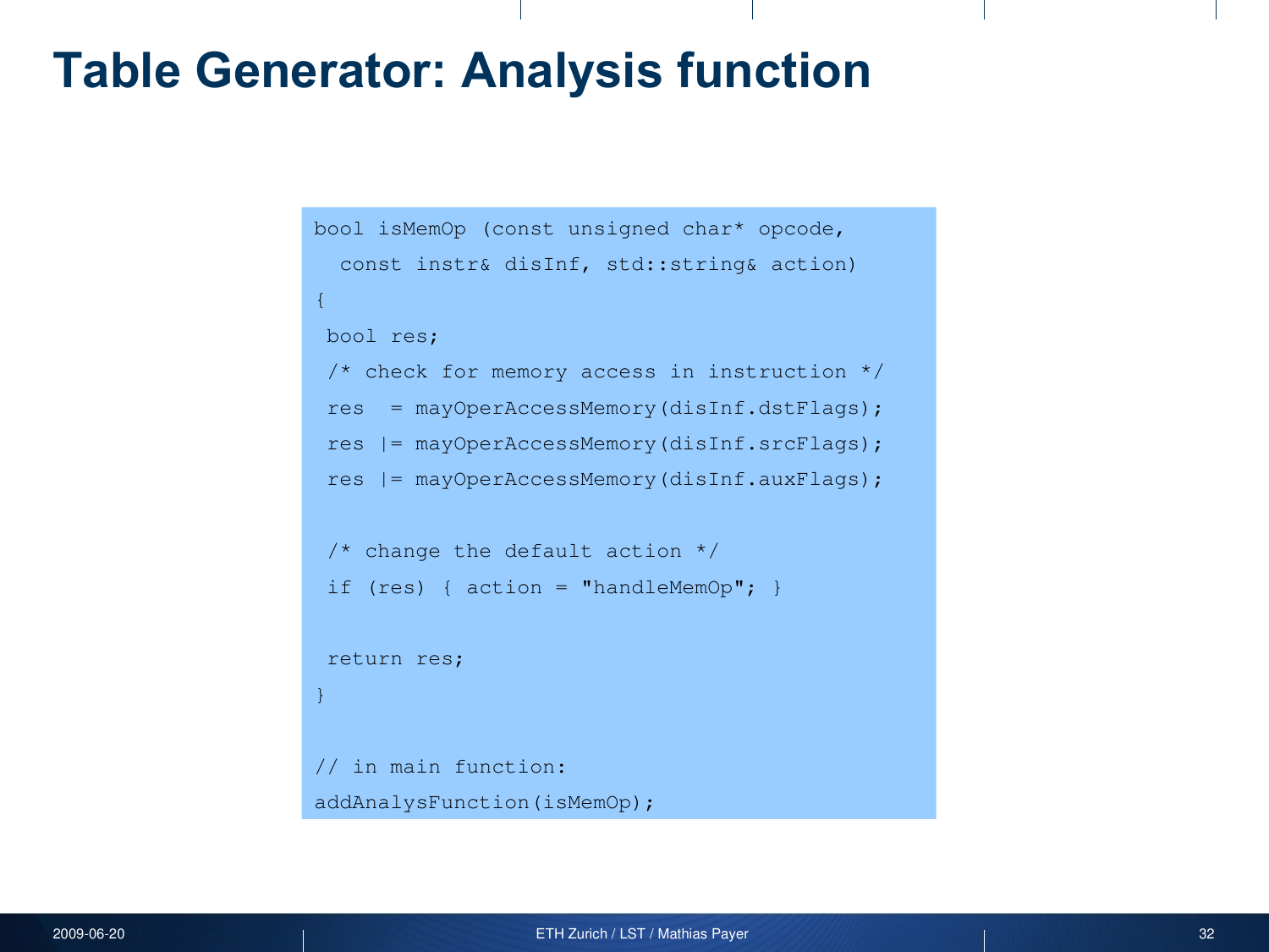# Table Generator: Analysis function

```
bool isMemOp (const unsigned char* opcode,
  const instr& disInf, std::string& action)
{
 bool res;
 /* check for memory access in instruction */
 res  = mayOperAccessMemory(disInf.dstFlags);
 res |= mayOperAccessMemory(disInf.srcFlags);
 res |= mayOperAccessMemory(disInf.auxFlags);

 /* change the default action */
 if (res) { action = "handleMemOp"; }

 return res;
}

// in main function:
addAnalysFunction(isMemOp);
```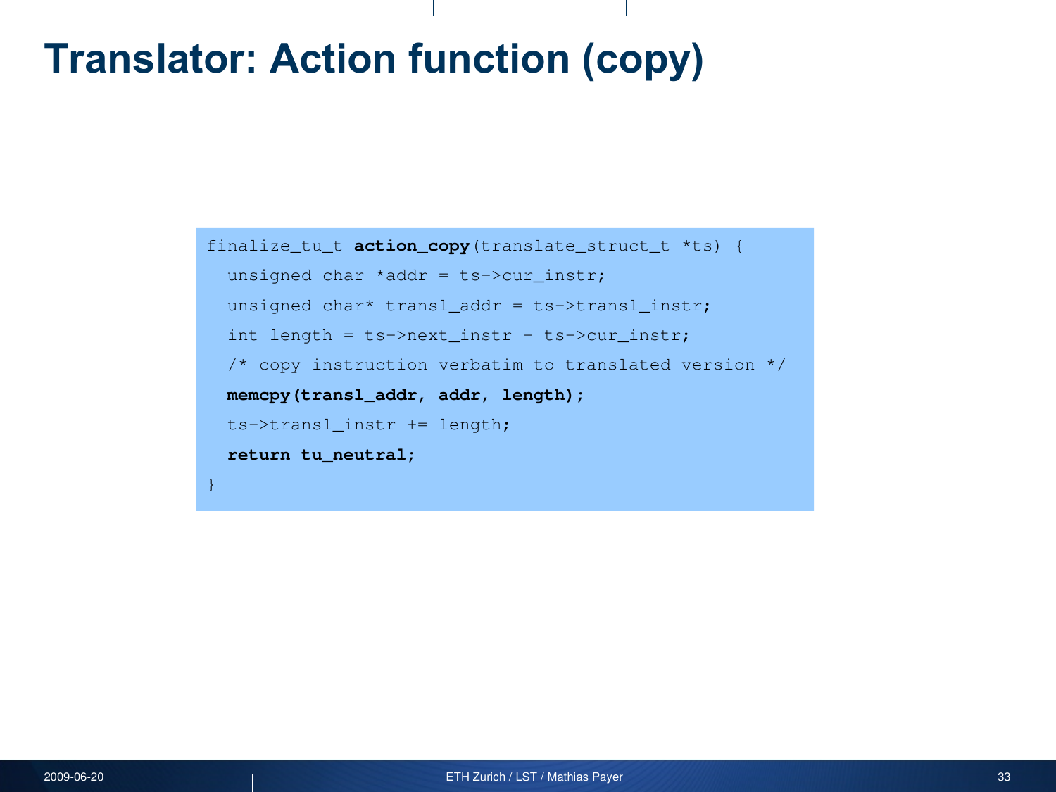# Translator: Action function (copy)

```
finalize_tu_t action_copy(translate_struct_t *ts) {
  unsigned char *addr = ts->cur_instr;
  unsigned char* transl_addr = ts->transl_instr;
  int length = ts->next_instr - ts->cur_instr;
  /* copy instruction verbatim to translated version */
  memcpy(transl_addr, addr, length);
  ts->transl_instr += length;
  return tu_neutral;
}
```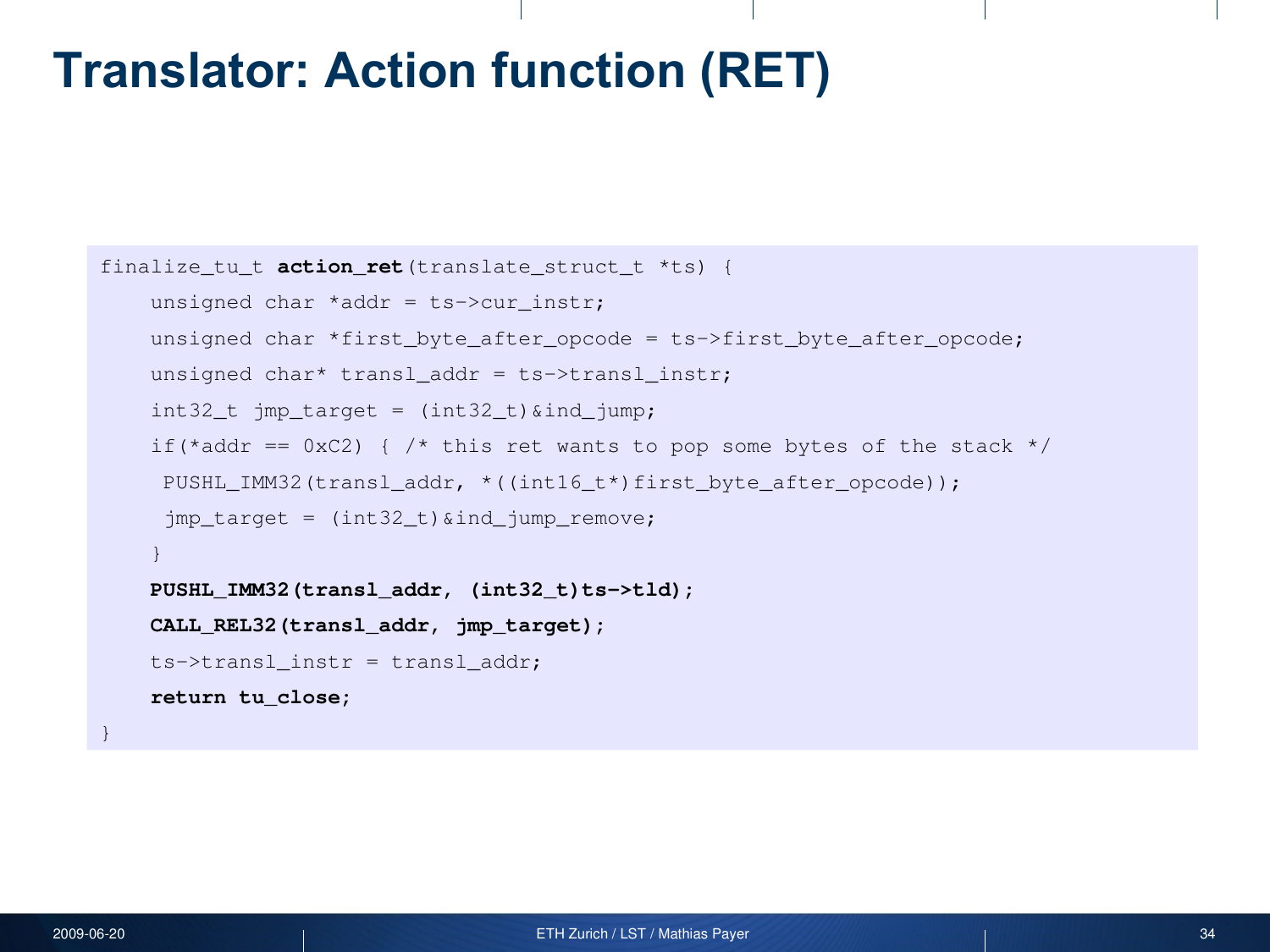# Translator: Action function (RET)

```
finalize_tu_t action_ret(translate_struct_t *ts) {
    unsigned char *addr = ts->cur_instr;
    unsigned char *first_byte_after_opcode = ts->first_byte_after_opcode;
    unsigned char* transl_addr = ts->transl_instr;
    int32_t jmp_target = (int32_t)&ind_jump;
    if(*addr == 0xC2) { /* this ret wants to pop some bytes of the stack */
     PUSHL_IMM32(transl_addr, *((int16_t*)first_byte_after_opcode));
     jmp_target = (int32_t)&ind_jump_remove;
    }
    PUSHL_IMM32(transl_addr, (int32_t)ts->tld);
    CALL_REL32(transl_addr, jmp_target);
    ts->transl_instr = transl_addr;
    return tu_close;
}
```